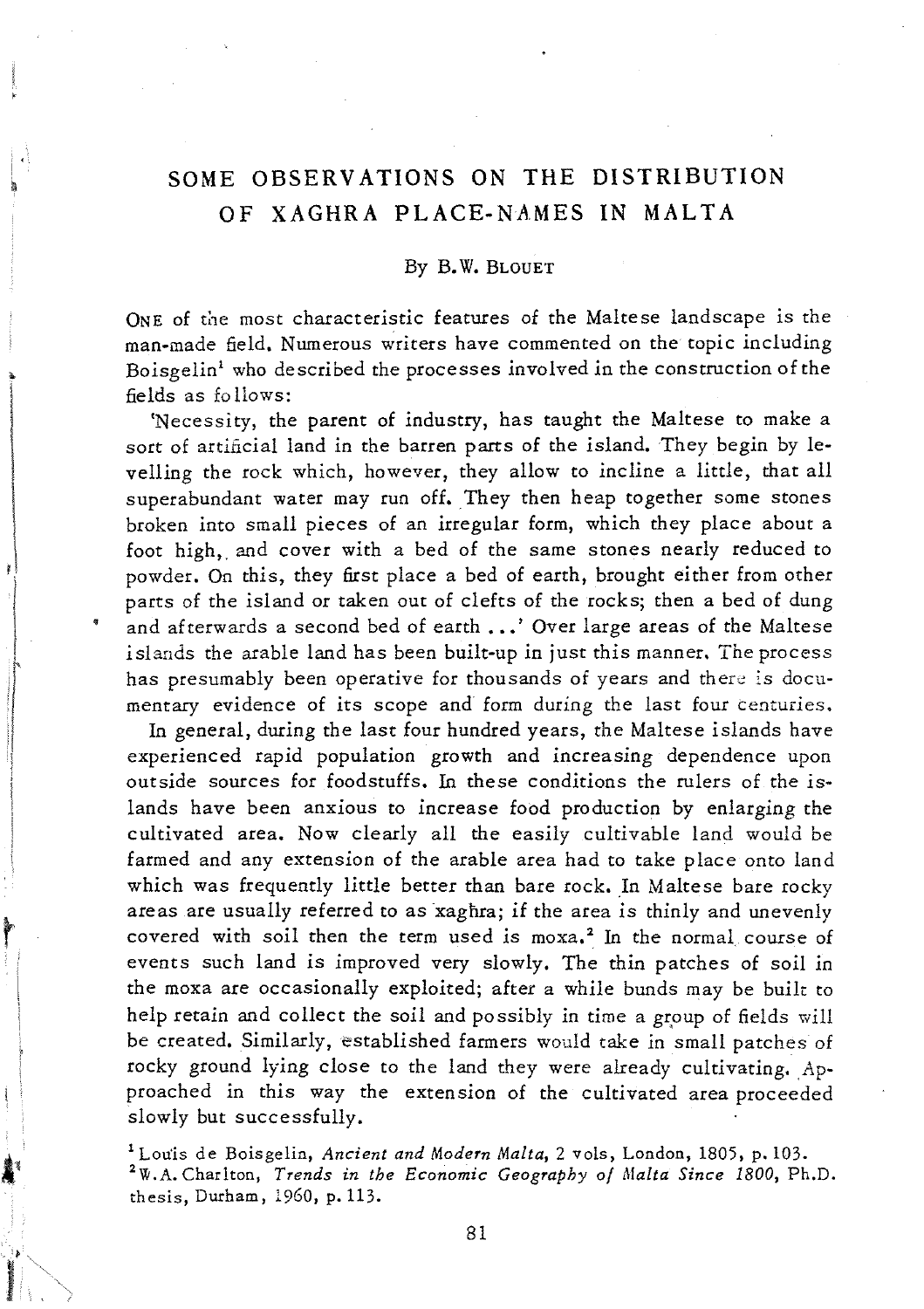# SOME OBSERVATIONS ON THE DISTRIBUTION OF XAGHRA PLACE-NAMES IN MALTA

By B.W. BLOUET

ONE of the most characteristic features of the Maltese landscape is the man-made field. Numerous writers have commented on the topic including Boisgelin[1] who described the processes involved in the construction of the fields as follows:

'Necessity, the parent of industry, has taught the Maltese to make a sort of artificial land in the barren parts of the island. They begin by levelling the rock which, however, they allow to incline a little, that all superabundant water may run off. They then heap together some stones broken into small pieces of an irregular form, which they place about a foot high, and cover with a bed of the same stones nearly reduced to powder. On this, they first place a bed of earth, brought either from other parts of the island or taken out of clefts of the rocks; then a bed of dung and afterwards a second bed of earth ...' Over large areas of the Maltese islands the arable land has been built-up in just this manner. The process has presumably been operative for thousands of years and there is documentary evidence of its scope and form during the last four centuries.

In general, during the last four hundred years, the Maltese islands have experienced rapid population growth and increasing dependence upon outside sources for foodstuffs. In these conditions the rulers of the islands have been anxious to increase food production by enlarging the cultivated area. Now clearly all the easily cultivable land would be farmed and any extension of the arable area had to take place onto land which was frequently little better than bare rock. In Maltese bare rocky areas are usually referred to as xagħra; if the area is thinly and unevenly covered with soil then the term used is moxa.[2] In the normal course of events such land is improved very slowly. The thin patches of soil in the moxa are occasionally exploited; after a while bunds may be built to help retain and collect the soil and possibly in time a group of fields will be created. Similarly, established farmers would take in small patches of rocky ground lying close to the land they were already cultivating. Approached in this way the extension of the cultivated area proceeded slowly but successfully.

[1] Louis de Boisgelin, *Ancient and Modern Malta*, 2 vols, London, 1805, p. 103.

[2] W.A. Charlton, *Trends in the Economic Geography of Malta Since 1800*, Ph.D. thesis, Durham, 1960, p. 113.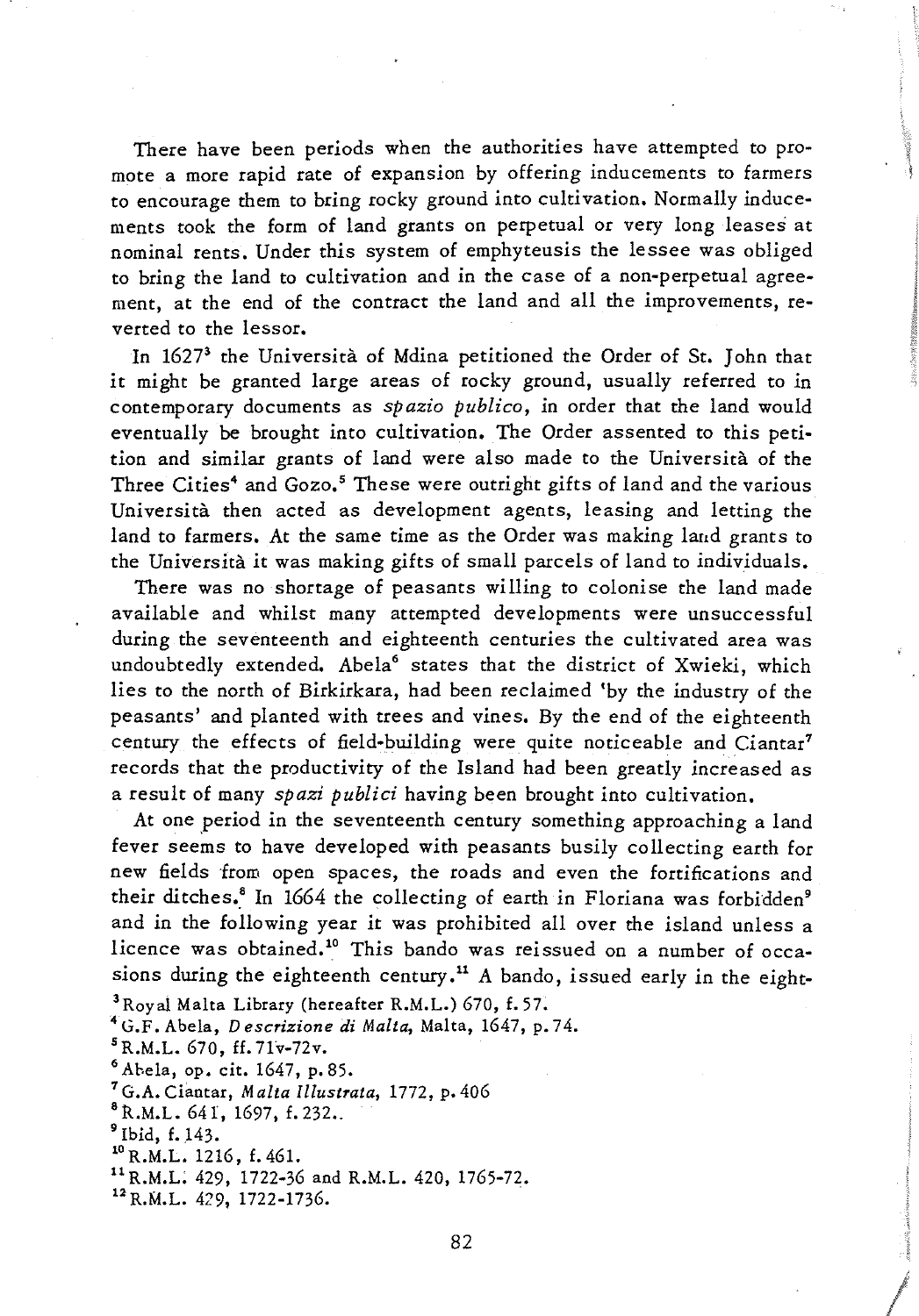There have been periods when the authorities have attempted to promote a more rapid rate of expansion by offering inducements to farmers to encourage them to bring rocky ground into cultivation. Normally inducements took the form of land grants on perpetual or very long leases at nominal rents. Under this system of emphyteusis the lessee was obliged to bring the land to cultivation and in the case of a non-perpetual agreement, at the end of the contract the land and all the improvements, reverted to the lessor.

In 1627[3] the Università of Mdina petitioned the Order of St. John that it might be granted large areas of rocky ground, usually referred to in contemporary documents as *spazio publico*, in order that the land would eventually be brought into cultivation. The Order assented to this petition and similar grants of land were also made to the Università of the Three Cities[4] and Gozo.[5] These were outright gifts of land and the various Università then acted as development agents, leasing and letting the land to farmers. At the same time as the Order was making land grants to the Università it was making gifts of small parcels of land to individuals.

There was no shortage of peasants willing to colonise the land made available and whilst many attempted developments were unsuccessful during the seventeenth and eighteenth centuries the cultivated area was undoubtedly extended. Abela[6] states that the district of Xwieki, which lies to the north of Birkirkara, had been reclaimed 'by the industry of the peasants' and planted with trees and vines. By the end of the eighteenth century the effects of field-building were quite noticeable and Ciantar[7] records that the productivity of the Island had been greatly increased as a result of many *spazi publici* having been brought into cultivation.

At one period in the seventeenth century something approaching a land fever seems to have developed with peasants busily collecting earth for new fields from open spaces, the roads and even the fortifications and their ditches.[8] In 1664 the collecting of earth in Floriana was forbidden[9] and in the following year it was prohibited all over the island unless a licence was obtained.[10] This bando was reissued on a number of occasions during the eighteenth century.[11] A bando, issued early in the eight-

[3] Royal Malta Library (hereafter R.M.L.) 670, f. 57.

[4] G.F. Abela, *Descrizione di Malta*, Malta, 1647, p. 74.

[5] R.M.L. 670, ff. 71v-72v.

[6] Abela, op. cit. 1647, p. 85.

[7] G.A. Ciantar, *Malta Illustrata*, 1772, p. 406

[8] R.M.L. 641, 1697, f. 232.

[9] Ibid, f. 143.

[10] R.M.L. 1216, f. 461.

[11] R.M.L. 429, 1722-36 and R.M.L. 420, 1765-72.

[12] R.M.L. 429, 1722-1736.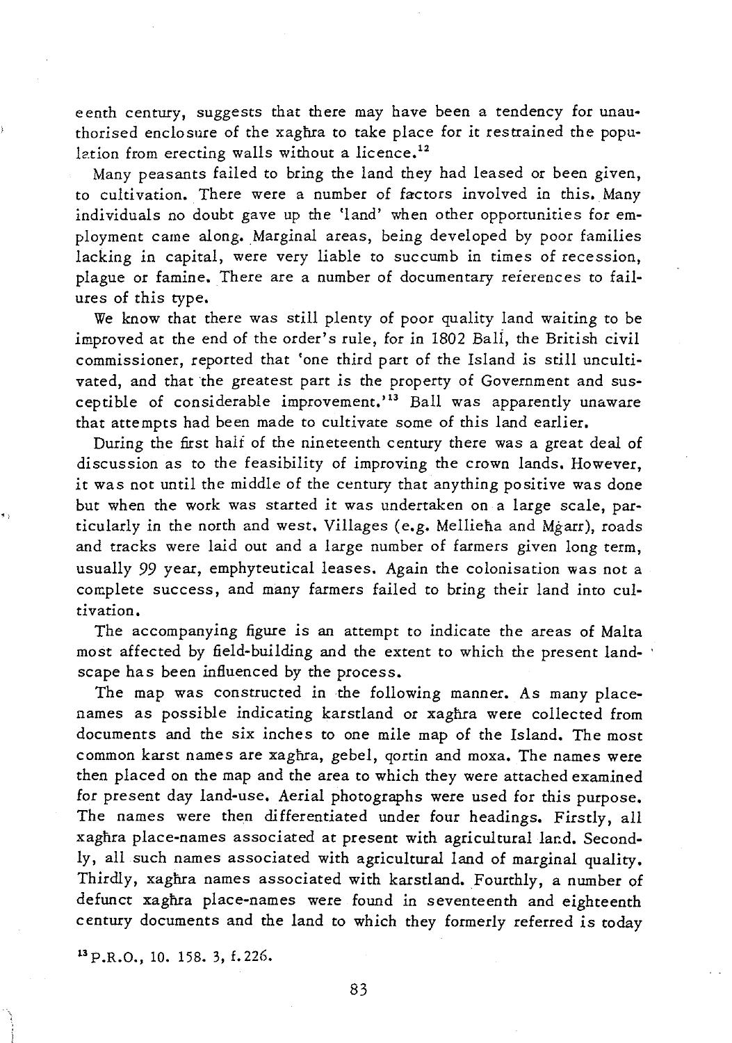eenth century, suggests that there may have been a tendency for unauthorised enclosure of the xagħra to take place for it restrained the population from erecting walls without a licence.[12]

Many peasants failed to bring the land they had leased or been given, to cultivation. There were a number of factors involved in this. Many individuals no doubt gave up the 'land' when other opportunities for employment came along. Marginal areas, being developed by poor families lacking in capital, were very liable to succumb in times of recession, plague or famine. There are a number of documentary references to failures of this type.

We know that there was still plenty of poor quality land waiting to be improved at the end of the order's rule, for in 1802 Ball, the British civil commissioner, reported that 'one third part of the Island is still uncultivated, and that the greatest part is the property of Government and susceptible of considerable improvement.'[13] Ball was apparently unaware that attempts had been made to cultivate some of this land earlier.

During the first half of the nineteenth century there was a great deal of discussion as to the feasibility of improving the crown lands. However, it was not until the middle of the century that anything positive was done but when the work was started it was undertaken on a large scale, particularly in the north and west. Villages (e.g. Mellieħa and Mġarr), roads and tracks were laid out and a large number of farmers given long term, usually 99 year, emphyteutical leases. Again the colonisation was not a complete success, and many farmers failed to bring their land into cultivation.

The accompanying figure is an attempt to indicate the areas of Malta most affected by field-building and the extent to which the present landscape has been influenced by the process.

The map was constructed in the following manner. As many place-names as possible indicating karstland or xagħra were collected from documents and the six inches to one mile map of the Island. The most common karst names are xagħra, gebel, qortin and moxa. The names were then placed on the map and the area to which they were attached examined for present day land-use. Aerial photographs were used for this purpose. The names were then differentiated under four headings. Firstly, all xagħra place-names associated at present with agricultural land. Secondly, all such names associated with agricultural land of marginal quality. Thirdly, xagħra names associated with karstland. Fourthly, a number of defunct xagħra place-names were found in seventeenth and eighteenth century documents and the land to which they formerly referred is today

[13] P.R.O., 10. 158. 3, f. 226.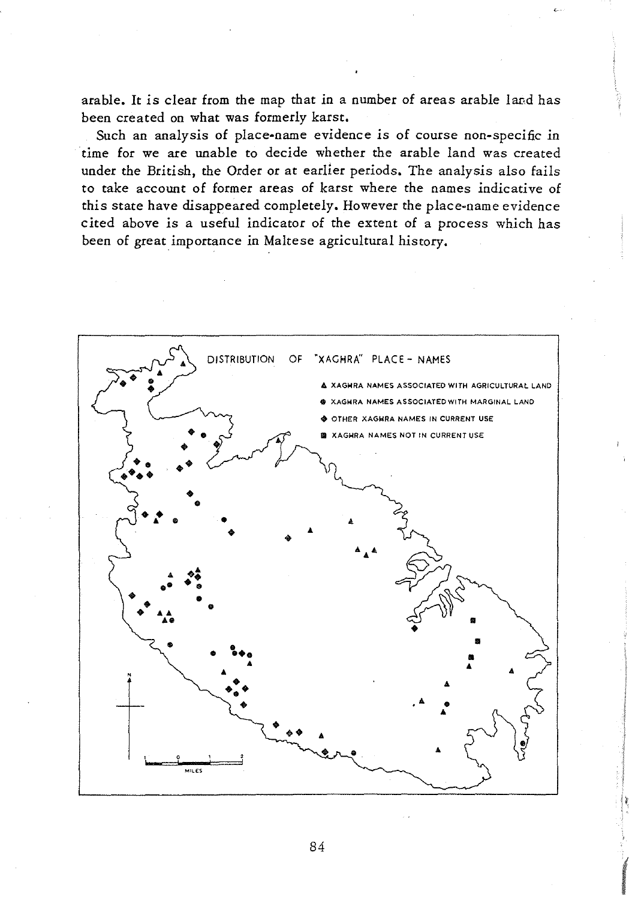arable. It is clear from the map that in a number of areas arable land has been created on what was formerly karst.

Such an analysis of place-name evidence is of course non-specific in time for we are unable to decide whether the arable land was created under the British, the Order or at earlier periods. The analysis also fails to take account of former areas of karst where the names indicative of this state have disappeared completely. However the place-name evidence cited above is a useful indicator of the extent of a process which has been of great importance in Maltese agricultural history.

DISTRIBUTION OF "XAGHRA" PLACE - NAMES

▲ XAGHRA NAMES ASSOCIATED WITH AGRICULTURAL LAND

● XAGHRA NAMES ASSOCIATED WITH MARGINAL LAND

◆ OTHER XAGHRA NAMES IN CURRENT USE

■ XAGHRA NAMES NOT IN CURRENT USE

N

1 0 1 2

MILES